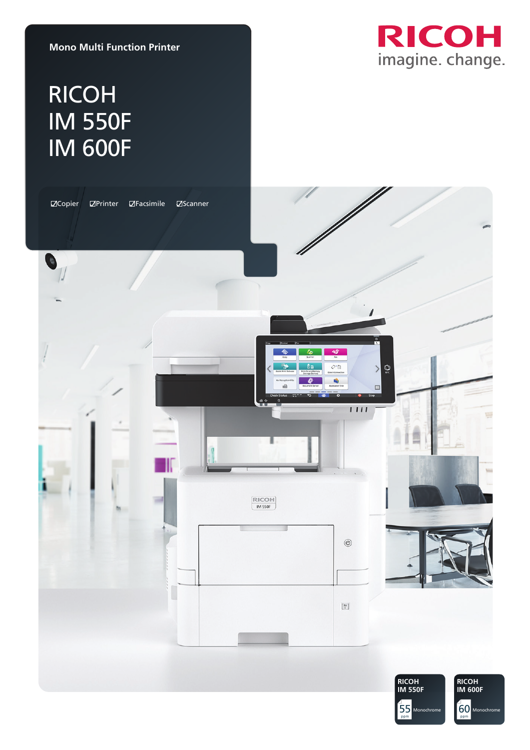Mono Multi Function Printer

# RICOH IM 550F IM 600F

☑Copier ☑Printer ☑Facsimile ☑Scanner

RICOH imagine. change.

**RICOH IM 550F**
55 ppm Monochrome

**RICOH IM 600F**
60 ppm Monochrome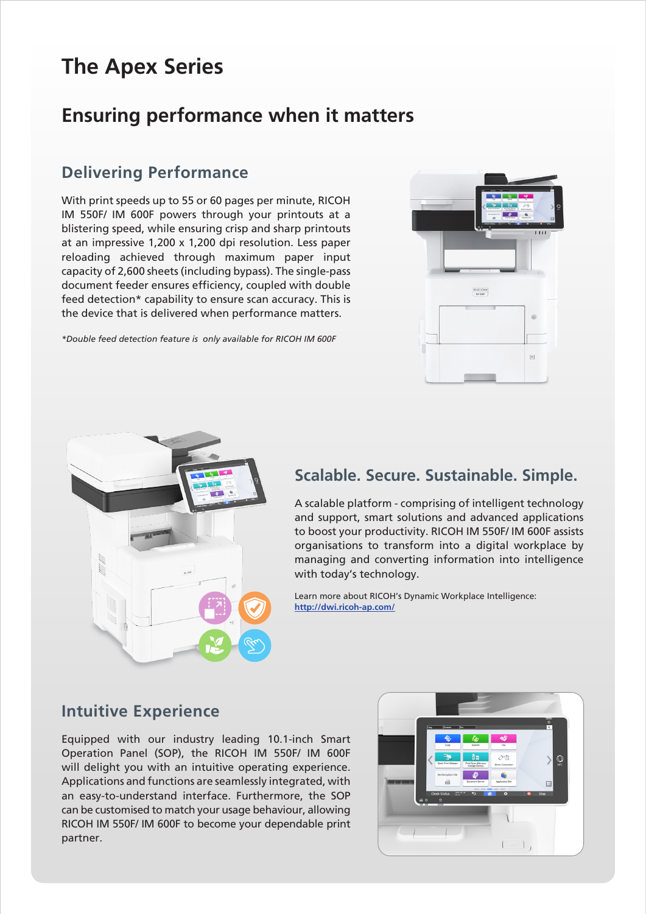# The Apex Series

## Ensuring performance when it matters

### Delivering Performance

With print speeds up to 55 or 60 pages per minute, RICOH IM 550F/ IM 600F powers through your printouts at a blistering speed, while ensuring crisp and sharp printouts at an impressive 1,200 x 1,200 dpi resolution. Less paper reloading achieved through maximum paper input capacity of 2,600 sheets (including bypass). The single-pass document feeder ensures efficiency, coupled with double feed detection* capability to ensure scan accuracy. This is the device that is delivered when performance matters.

*\*Double feed detection feature is only available for RICOH IM 600F*

### Scalable. Secure. Sustainable. Simple.

A scalable platform - comprising of intelligent technology and support, smart solutions and advanced applications to boost your productivity. RICOH IM 550F/ IM 600F assists organisations to transform into a digital workplace by managing and converting information into intelligence with today's technology.

Learn more about RICOH's Dynamic Workplace Intelligence: http://dwi.ricoh-ap.com/

### Intuitive Experience

Equipped with our industry leading 10.1-inch Smart Operation Panel (SOP), the RICOH IM 550F/ IM 600F will delight you with an intuitive operating experience. Applications and functions are seamlessly integrated, with an easy-to-understand interface. Furthermore, the SOP can be customised to match your usage behaviour, allowing RICOH IM 550F/ IM 600F to become your dependable print partner.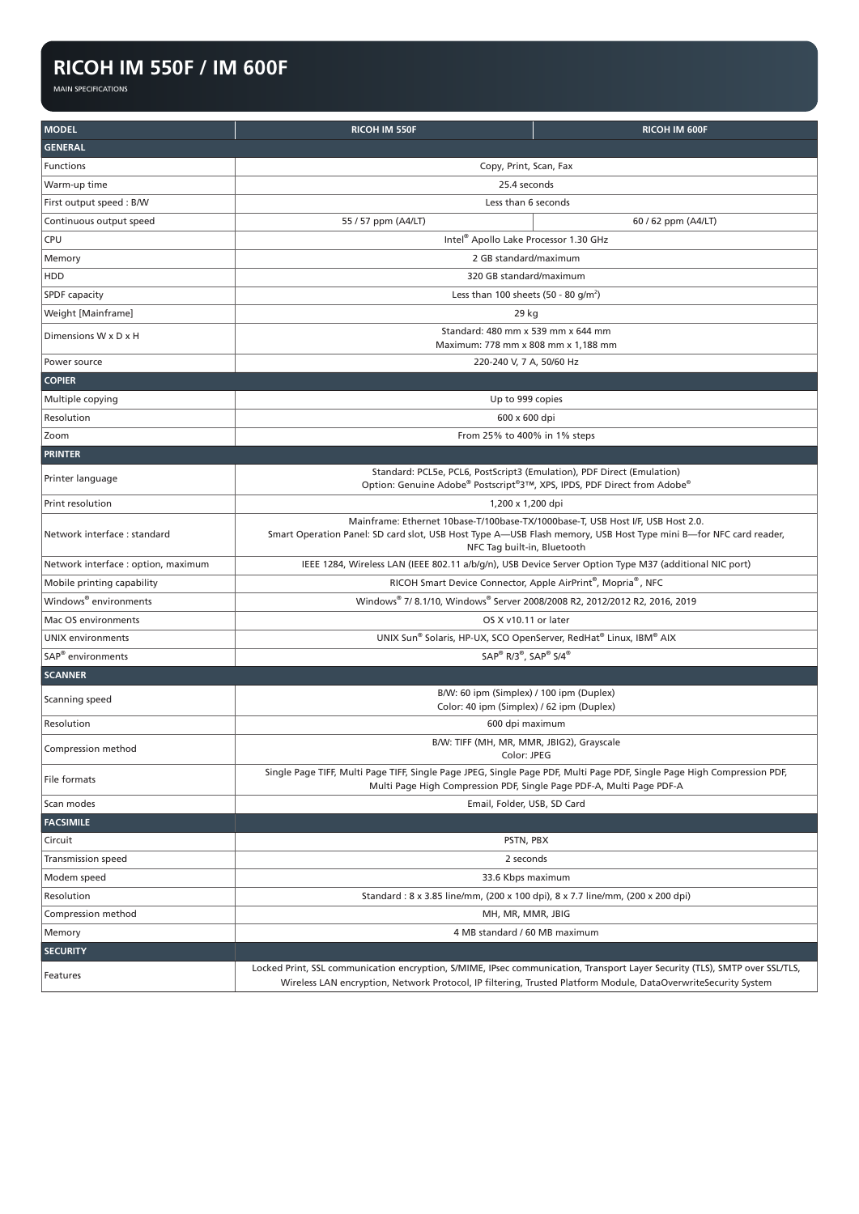# RICOH IM 550F / IM 600F

MAIN SPECIFICATIONS

| MODEL | RICOH IM 550F | RICOH IM 600F |
|---|---|---|
| **GENERAL** | | |
| Functions | Copy, Print, Scan, Fax | |
| Warm-up time | 25.4 seconds | |
| First output speed : B/W | Less than 6 seconds | |
| Continuous output speed | 55 / 57 ppm (A4/LT) | 60 / 62 ppm (A4/LT) |
| CPU | Intel® Apollo Lake Processor 1.30 GHz | |
| Memory | 2 GB standard/maximum | |
| HDD | 320 GB standard/maximum | |
| SPDF capacity | Less than 100 sheets (50 - 80 g/m²) | |
| Weight [Mainframe] | 29 kg | |
| Dimensions W x D x H | Standard: 480 mm x 539 mm x 644 mm<br>Maximum: 778 mm x 808 mm x 1,188 mm | |
| Power source | 220-240 V, 7 A, 50/60 Hz | |
| **COPIER** | | |
| Multiple copying | Up to 999 copies | |
| Resolution | 600 x 600 dpi | |
| Zoom | From 25% to 400% in 1% steps | |
| **PRINTER** | | |
| Printer language | Standard: PCL5e, PCL6, PostScript3 (Emulation), PDF Direct (Emulation)<br>Option: Genuine Adobe® Postscript®3™, XPS, IPDS, PDF Direct from Adobe® | |
| Print resolution | 1,200 x 1,200 dpi | |
| Network interface : standard | Mainframe: Ethernet 10base-T/100base-TX/1000base-T, USB Host I/F, USB Host 2.0.<br>Smart Operation Panel: SD card slot, USB Host Type A—USB Flash memory, USB Host Type mini B—for NFC card reader, NFC Tag built-in, Bluetooth | |
| Network interface : option, maximum | IEEE 1284, Wireless LAN (IEEE 802.11 a/b/g/n), USB Device Server Option Type M37 (additional NIC port) | |
| Mobile printing capability | RICOH Smart Device Connector, Apple AirPrint®, Mopria®, NFC | |
| Windows® environments | Windows® 7/ 8.1/10, Windows® Server 2008/2008 R2, 2012/2012 R2, 2016, 2019 | |
| Mac OS environments | OS X v10.11 or later | |
| UNIX environments | UNIX Sun® Solaris, HP-UX, SCO OpenServer, RedHat® Linux, IBM® AIX | |
| SAP® environments | SAP® R/3®, SAP® S/4® | |
| **SCANNER** | | |
| Scanning speed | B/W: 60 ipm (Simplex) / 100 ipm (Duplex)<br>Color: 40 ipm (Simplex) / 62 ipm (Duplex) | |
| Resolution | 600 dpi maximum | |
| Compression method | B/W: TIFF (MH, MR, MMR, JBIG2), Grayscale<br>Color: JPEG | |
| File formats | Single Page TIFF, Multi Page TIFF, Single Page JPEG, Single Page PDF, Multi Page PDF, Single Page High Compression PDF, Multi Page High Compression PDF, Single Page PDF-A, Multi Page PDF-A | |
| Scan modes | Email, Folder, USB, SD Card | |
| **FACSIMILE** | | |
| Circuit | PSTN, PBX | |
| Transmission speed | 2 seconds | |
| Modem speed | 33.6 Kbps maximum | |
| Resolution | Standard : 8 x 3.85 line/mm, (200 x 100 dpi), 8 x 7.7 line/mm, (200 x 200 dpi) | |
| Compression method | MH, MR, MMR, JBIG | |
| Memory | 4 MB standard / 60 MB maximum | |
| **SECURITY** | | |
| Features | Locked Print, SSL communication encryption, S/MIME, IPsec communication, Transport Layer Security (TLS), SMTP over SSL/TLS, Wireless LAN encryption, Network Protocol, IP filtering, Trusted Platform Module, DataOverwriteSecurity System | |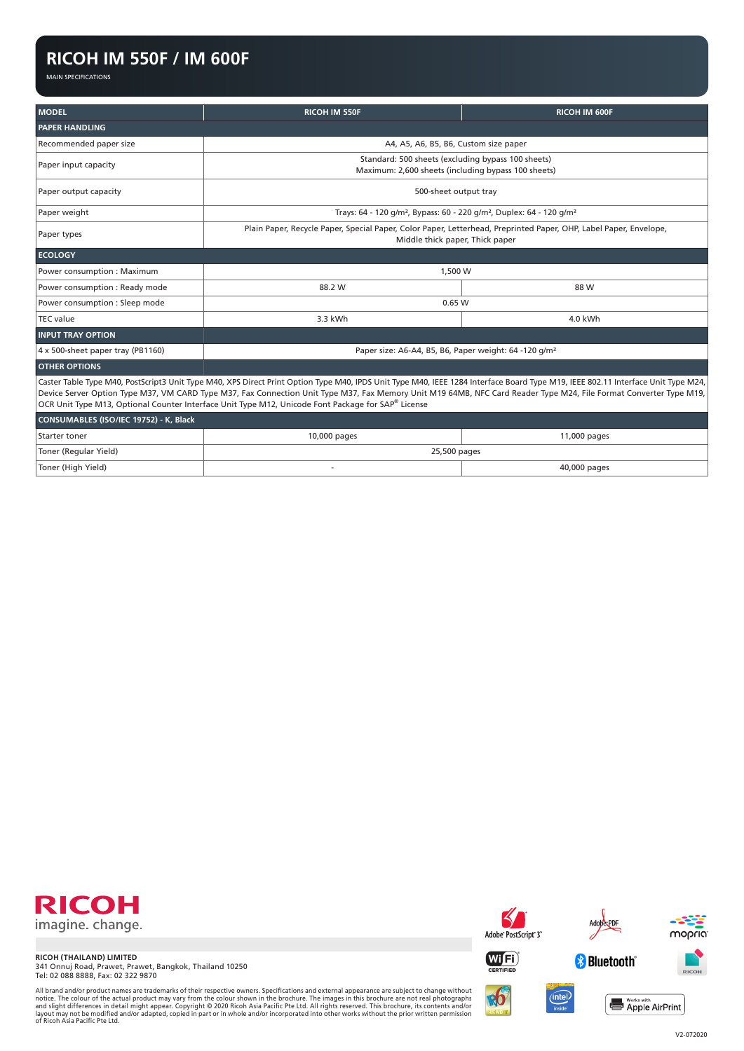# RICOH IM 550F / IM 600F

MAIN SPECIFICATIONS

| MODEL | RICOH IM 550F | RICOH IM 600F |
|---|---|---|
| **PAPER HANDLING** | | |
| Recommended paper size | A4, A5, A6, B5, B6, Custom size paper | |
| Paper input capacity | Standard: 500 sheets (excluding bypass 100 sheets)<br>Maximum: 2,600 sheets (including bypass 100 sheets) | |
| Paper output capacity | 500-sheet output tray | |
| Paper weight | Trays: 64 - 120 g/m², Bypass: 60 - 220 g/m², Duplex: 64 - 120 g/m² | |
| Paper types | Plain Paper, Recycle Paper, Special Paper, Color Paper, Letterhead, Preprinted Paper, OHP, Label Paper, Envelope, Middle thick paper, Thick paper | |
| **ECOLOGY** | | |
| Power consumption : Maximum | 1,500 W | |
| Power consumption : Ready mode | 88.2 W | 88 W |
| Power consumption : Sleep mode | 0.65 W | |
| TEC value | 3.3 kWh | 4.0 kWh |
| **INPUT TRAY OPTION** | | |
| 4 x 500-sheet paper tray (PB1160) | Paper size: A6-A4, B5, B6, Paper weight: 64 -120 g/m² | |
| **OTHER OPTIONS** | | |
| Caster Table Type M40, PostScript3 Unit Type M40, XPS Direct Print Option Type M40, IPDS Unit Type M40, IEEE 1284 Interface Board Type M19, IEEE 802.11 Interface Unit Type M24, Device Server Option Type M37, VM CARD Type M37, Fax Connection Unit Type M37, Fax Memory Unit M19 64MB, NFC Card Reader Type M24, File Format Converter Type M19, OCR Unit Type M13, Optional Counter Interface Unit Type M12, Unicode Font Package for SAP® License | | |
| **CONSUMABLES (ISO/IEC 19752) - K, Black** | | |
| Starter toner | 10,000 pages | 11,000 pages |
| Toner (Regular Yield) | 25,500 pages | |
| Toner (High Yield) | - | 40,000 pages |

RICOH
imagine. change.

**RICOH (THAILAND) LIMITED**
341 Onnuj Road, Prawet, Prawet, Bangkok, Thailand 10250
Tel: 02 088 8888, Fax: 02 322 9870

All brand and/or product names are trademarks of their respective owners. Specifications and external appearance are subject to change without notice. The colour of the actual product may vary from the colour shown in the brochure. The images in this brochure are not real photographs and slight differences in detail might appear. Copyright © 2020 Ricoh Asia Pacific Pte Ltd. All rights reserved. This brochure, its contents and/or layout may not be modified and/or adapted, copied in part or in whole and/or incorporated into other works without the prior written permission of Ricoh Asia Pacific Pte Ltd.

Adobe PostScript 3 · Adobe PDF · mopria · Wi-Fi CERTIFIED · Bluetooth · RICOH · Intel inside · Works with Apple AirPrint

V2-072020